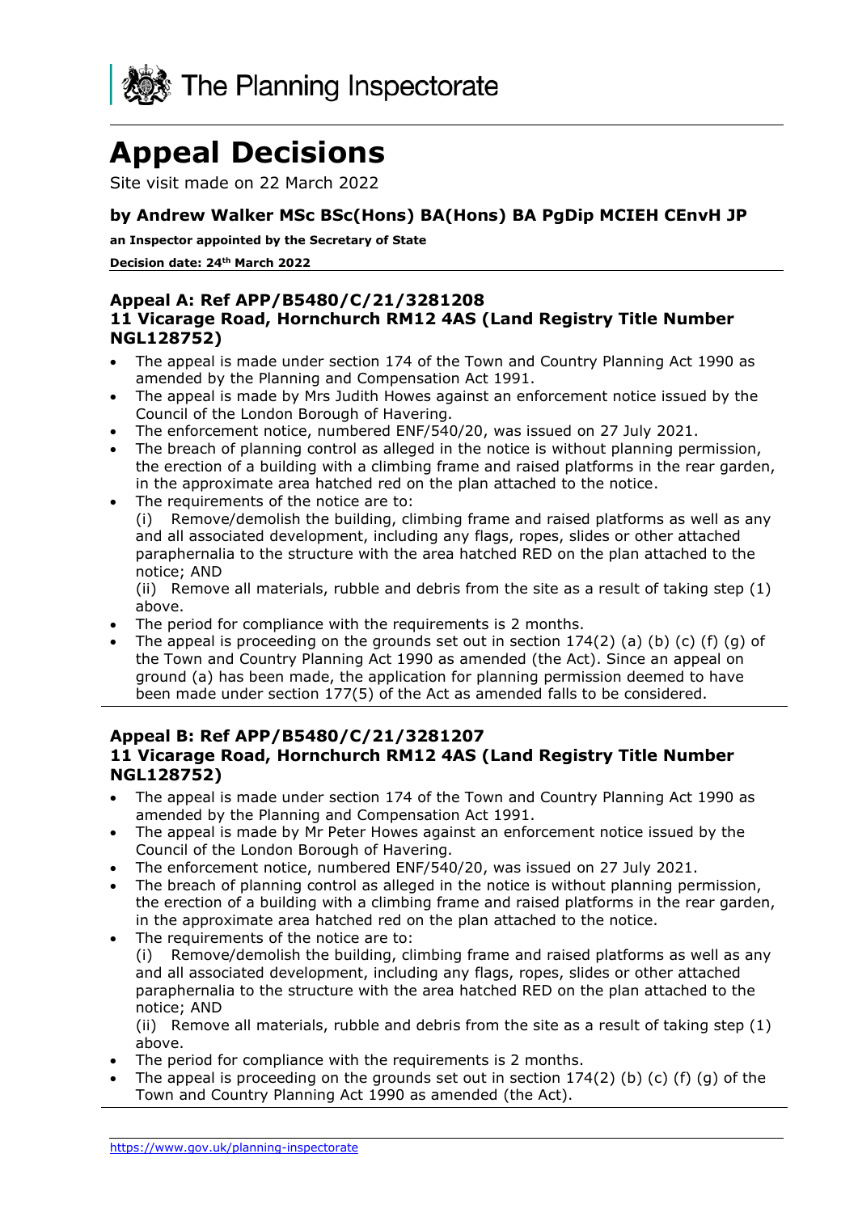The Planning Inspectorate

# Appeal Decisions

Site visit made on 22 March 2022

### by Andrew Walker MSc BSc(Hons) BA(Hons) BA PgDip MCIEH CEnvH JP

**an Inspector appointed by the Secretary of State**

**Decision date: 24th March 2022**

## Appeal A: Ref APP/B5480/C/21/3281208
## 11 Vicarage Road, Hornchurch RM12 4AS (Land Registry Title Number NGL128752)

- The appeal is made under section 174 of the Town and Country Planning Act 1990 as amended by the Planning and Compensation Act 1991.
- The appeal is made by Mrs Judith Howes against an enforcement notice issued by the Council of the London Borough of Havering.
- The enforcement notice, numbered ENF/540/20, was issued on 27 July 2021.
- The breach of planning control as alleged in the notice is without planning permission, the erection of a building with a climbing frame and raised platforms in the rear garden, in the approximate area hatched red on the plan attached to the notice.
- The requirements of the notice are to:
  (i) Remove/demolish the building, climbing frame and raised platforms as well as any and all associated development, including any flags, ropes, slides or other attached paraphernalia to the structure with the area hatched RED on the plan attached to the notice; AND
  (ii) Remove all materials, rubble and debris from the site as a result of taking step (1) above.
- The period for compliance with the requirements is 2 months.
- The appeal is proceeding on the grounds set out in section 174(2) (a) (b) (c) (f) (g) of the Town and Country Planning Act 1990 as amended (the Act). Since an appeal on ground (a) has been made, the application for planning permission deemed to have been made under section 177(5) of the Act as amended falls to be considered.

## Appeal B: Ref APP/B5480/C/21/3281207
## 11 Vicarage Road, Hornchurch RM12 4AS (Land Registry Title Number NGL128752)

- The appeal is made under section 174 of the Town and Country Planning Act 1990 as amended by the Planning and Compensation Act 1991.
- The appeal is made by Mr Peter Howes against an enforcement notice issued by the Council of the London Borough of Havering.
- The enforcement notice, numbered ENF/540/20, was issued on 27 July 2021.
- The breach of planning control as alleged in the notice is without planning permission, the erection of a building with a climbing frame and raised platforms in the rear garden, in the approximate area hatched red on the plan attached to the notice.
- The requirements of the notice are to:
  (i) Remove/demolish the building, climbing frame and raised platforms as well as any and all associated development, including any flags, ropes, slides or other attached paraphernalia to the structure with the area hatched RED on the plan attached to the notice; AND
  (ii) Remove all materials, rubble and debris from the site as a result of taking step (1) above.
- The period for compliance with the requirements is 2 months.
- The appeal is proceeding on the grounds set out in section 174(2) (b) (c) (f) (g) of the Town and Country Planning Act 1990 as amended (the Act).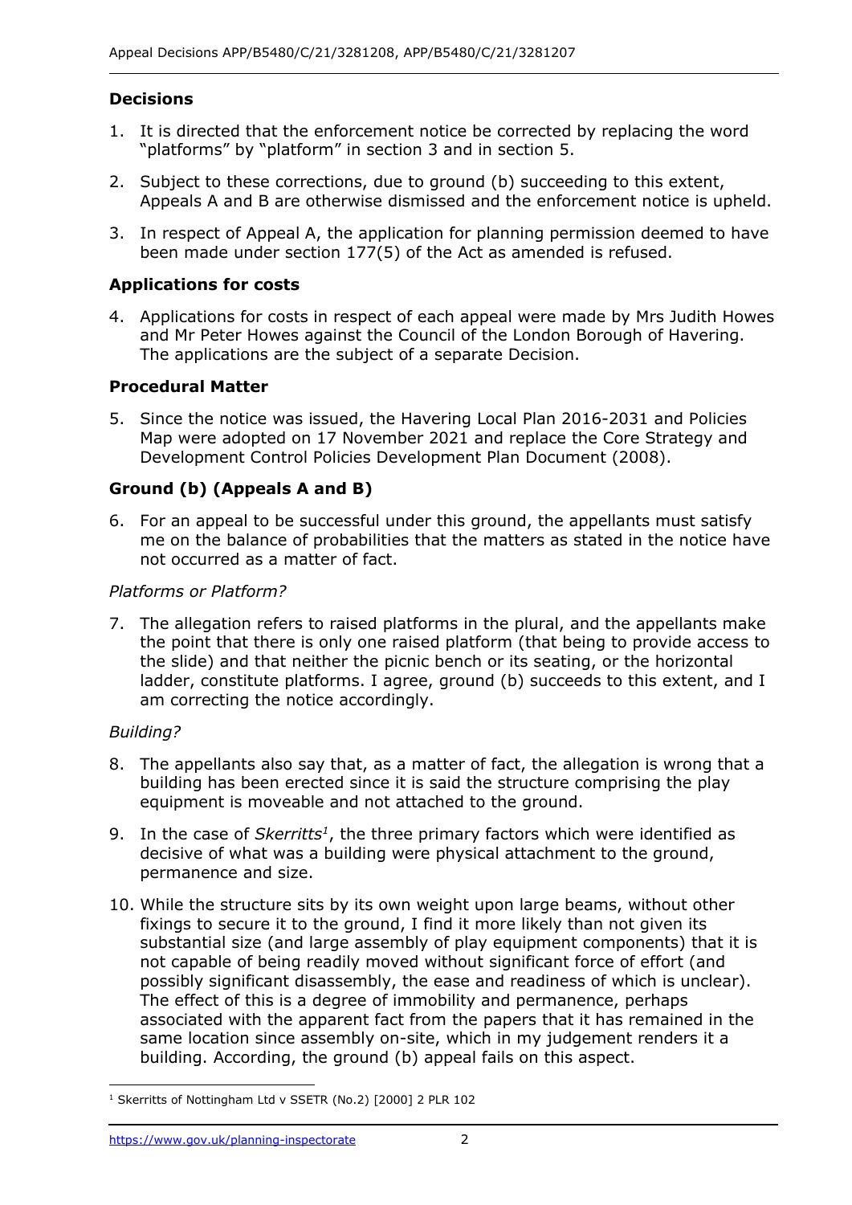## Decisions

1. It is directed that the enforcement notice be corrected by replacing the word "platforms" by "platform" in section 3 and in section 5.
2. Subject to these corrections, due to ground (b) succeeding to this extent, Appeals A and B are otherwise dismissed and the enforcement notice is upheld.
3. In respect of Appeal A, the application for planning permission deemed to have been made under section 177(5) of the Act as amended is refused.

## Applications for costs

4. Applications for costs in respect of each appeal were made by Mrs Judith Howes and Mr Peter Howes against the Council of the London Borough of Havering. The applications are the subject of a separate Decision.

## Procedural Matter

5. Since the notice was issued, the Havering Local Plan 2016-2031 and Policies Map were adopted on 17 November 2021 and replace the Core Strategy and Development Control Policies Development Plan Document (2008).

## Ground (b) (Appeals A and B)

6. For an appeal to be successful under this ground, the appellants must satisfy me on the balance of probabilities that the matters as stated in the notice have not occurred as a matter of fact.

### *Platforms or Platform?*

7. The allegation refers to raised platforms in the plural, and the appellants make the point that there is only one raised platform (that being to provide access to the slide) and that neither the picnic bench or its seating, or the horizontal ladder, constitute platforms. I agree, ground (b) succeeds to this extent, and I am correcting the notice accordingly.

### *Building?*

8. The appellants also say that, as a matter of fact, the allegation is wrong that a building has been erected since it is said the structure comprising the play equipment is moveable and not attached to the ground.
9. In the case of *Skerritts*[1], the three primary factors which were identified as decisive of what was a building were physical attachment to the ground, permanence and size.
10. While the structure sits by its own weight upon large beams, without other fixings to secure it to the ground, I find it more likely than not given its substantial size (and large assembly of play equipment components) that it is not capable of being readily moved without significant force of effort (and possibly significant disassembly, the ease and readiness of which is unclear). The effect of this is a degree of immobility and permanence, perhaps associated with the apparent fact from the papers that it has remained in the same location since assembly on-site, which in my judgement renders it a building. According, the ground (b) appeal fails on this aspect.

[1] Skerritts of Nottingham Ltd v SSETR (No.2) [2000] 2 PLR 102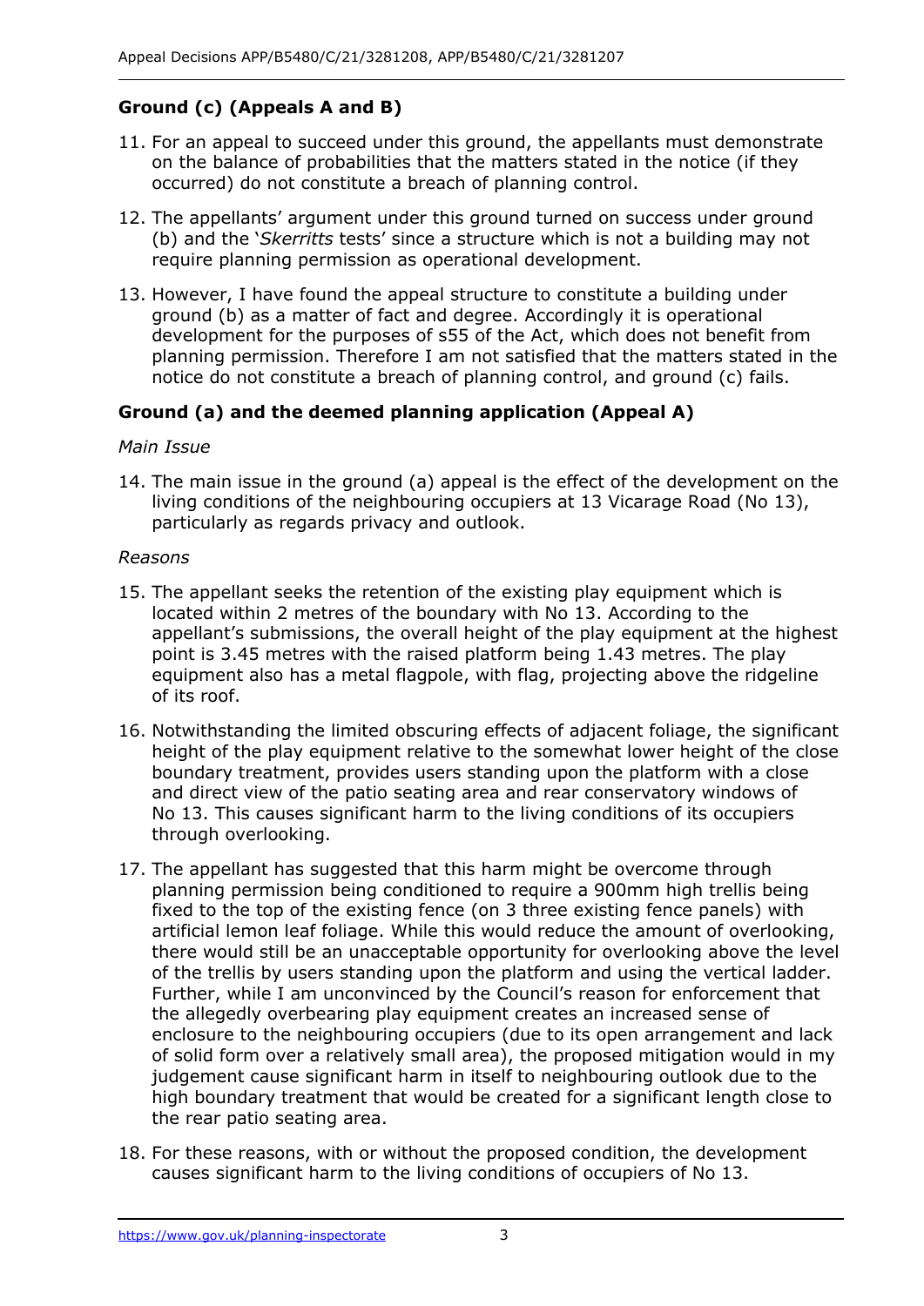## Ground (c) (Appeals A and B)

11. For an appeal to succeed under this ground, the appellants must demonstrate on the balance of probabilities that the matters stated in the notice (if they occurred) do not constitute a breach of planning control.

12. The appellants' argument under this ground turned on success under ground (b) and the '*Skerritts* tests' since a structure which is not a building may not require planning permission as operational development.

13. However, I have found the appeal structure to constitute a building under ground (b) as a matter of fact and degree. Accordingly it is operational development for the purposes of s55 of the Act, which does not benefit from planning permission. Therefore I am not satisfied that the matters stated in the notice do not constitute a breach of planning control, and ground (c) fails.

## Ground (a) and the deemed planning application (Appeal A)

*Main Issue*

14. The main issue in the ground (a) appeal is the effect of the development on the living conditions of the neighbouring occupiers at 13 Vicarage Road (No 13), particularly as regards privacy and outlook.

*Reasons*

15. The appellant seeks the retention of the existing play equipment which is located within 2 metres of the boundary with No 13. According to the appellant's submissions, the overall height of the play equipment at the highest point is 3.45 metres with the raised platform being 1.43 metres. The play equipment also has a metal flagpole, with flag, projecting above the ridgeline of its roof.

16. Notwithstanding the limited obscuring effects of adjacent foliage, the significant height of the play equipment relative to the somewhat lower height of the close boundary treatment, provides users standing upon the platform with a close and direct view of the patio seating area and rear conservatory windows of No 13. This causes significant harm to the living conditions of its occupiers through overlooking.

17. The appellant has suggested that this harm might be overcome through planning permission being conditioned to require a 900mm high trellis being fixed to the top of the existing fence (on 3 three existing fence panels) with artificial lemon leaf foliage. While this would reduce the amount of overlooking, there would still be an unacceptable opportunity for overlooking above the level of the trellis by users standing upon the platform and using the vertical ladder. Further, while I am unconvinced by the Council's reason for enforcement that the allegedly overbearing play equipment creates an increased sense of enclosure to the neighbouring occupiers (due to its open arrangement and lack of solid form over a relatively small area), the proposed mitigation would in my judgement cause significant harm in itself to neighbouring outlook due to the high boundary treatment that would be created for a significant length close to the rear patio seating area.

18. For these reasons, with or without the proposed condition, the development causes significant harm to the living conditions of occupiers of No 13.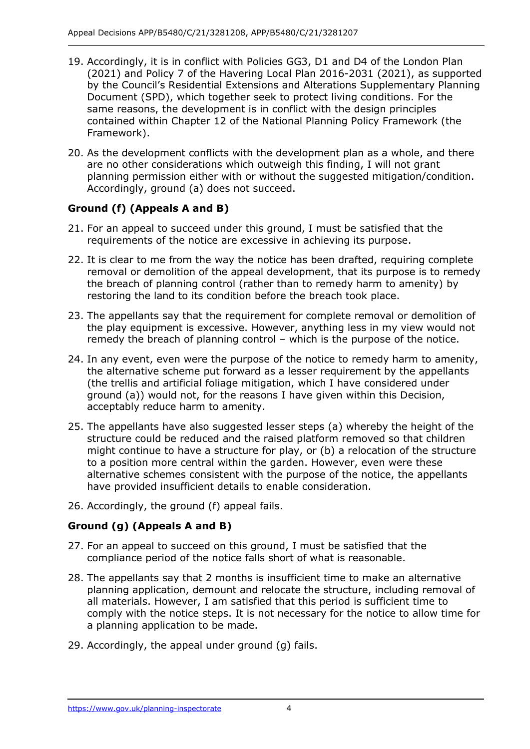19. Accordingly, it is in conflict with Policies GG3, D1 and D4 of the London Plan (2021) and Policy 7 of the Havering Local Plan 2016-2031 (2021), as supported by the Council's Residential Extensions and Alterations Supplementary Planning Document (SPD), which together seek to protect living conditions. For the same reasons, the development is in conflict with the design principles contained within Chapter 12 of the National Planning Policy Framework (the Framework).

20. As the development conflicts with the development plan as a whole, and there are no other considerations which outweigh this finding, I will not grant planning permission either with or without the suggested mitigation/condition. Accordingly, ground (a) does not succeed.

### Ground (f) (Appeals A and B)

21. For an appeal to succeed under this ground, I must be satisfied that the requirements of the notice are excessive in achieving its purpose.

22. It is clear to me from the way the notice has been drafted, requiring complete removal or demolition of the appeal development, that its purpose is to remedy the breach of planning control (rather than to remedy harm to amenity) by restoring the land to its condition before the breach took place.

23. The appellants say that the requirement for complete removal or demolition of the play equipment is excessive. However, anything less in my view would not remedy the breach of planning control – which is the purpose of the notice.

24. In any event, even were the purpose of the notice to remedy harm to amenity, the alternative scheme put forward as a lesser requirement by the appellants (the trellis and artificial foliage mitigation, which I have considered under ground (a)) would not, for the reasons I have given within this Decision, acceptably reduce harm to amenity.

25. The appellants have also suggested lesser steps (a) whereby the height of the structure could be reduced and the raised platform removed so that children might continue to have a structure for play, or (b) a relocation of the structure to a position more central within the garden. However, even were these alternative schemes consistent with the purpose of the notice, the appellants have provided insufficient details to enable consideration.

26. Accordingly, the ground (f) appeal fails.

### Ground (g) (Appeals A and B)

27. For an appeal to succeed on this ground, I must be satisfied that the compliance period of the notice falls short of what is reasonable.

28. The appellants say that 2 months is insufficient time to make an alternative planning application, demount and relocate the structure, including removal of all materials. However, I am satisfied that this period is sufficient time to comply with the notice steps. It is not necessary for the notice to allow time for a planning application to be made.

29. Accordingly, the appeal under ground (g) fails.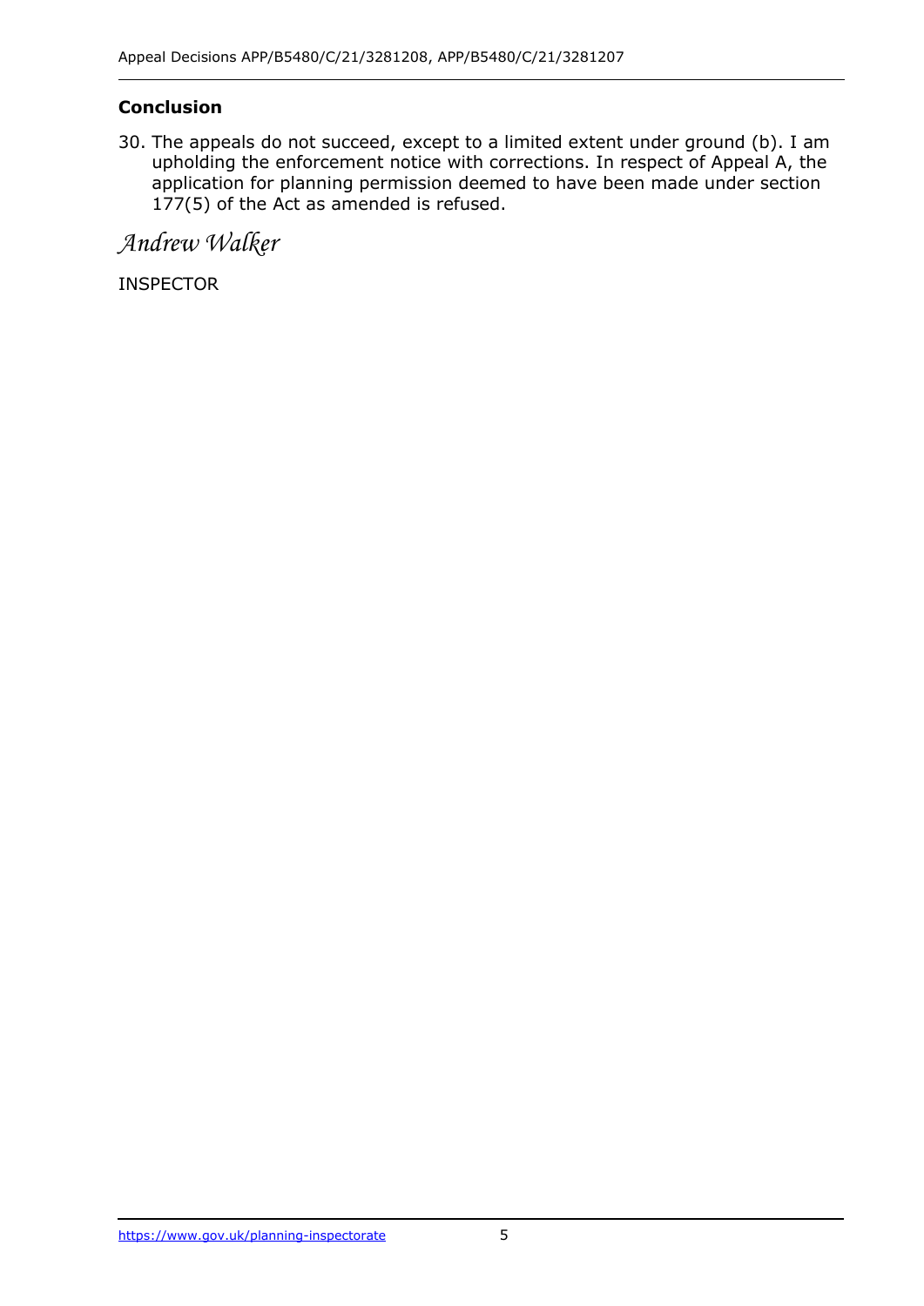## Conclusion

30. The appeals do not succeed, except to a limited extent under ground (b). I am upholding the enforcement notice with corrections. In respect of Appeal A, the application for planning permission deemed to have been made under section 177(5) of the Act as amended is refused.

*Andrew Walker*

INSPECTOR